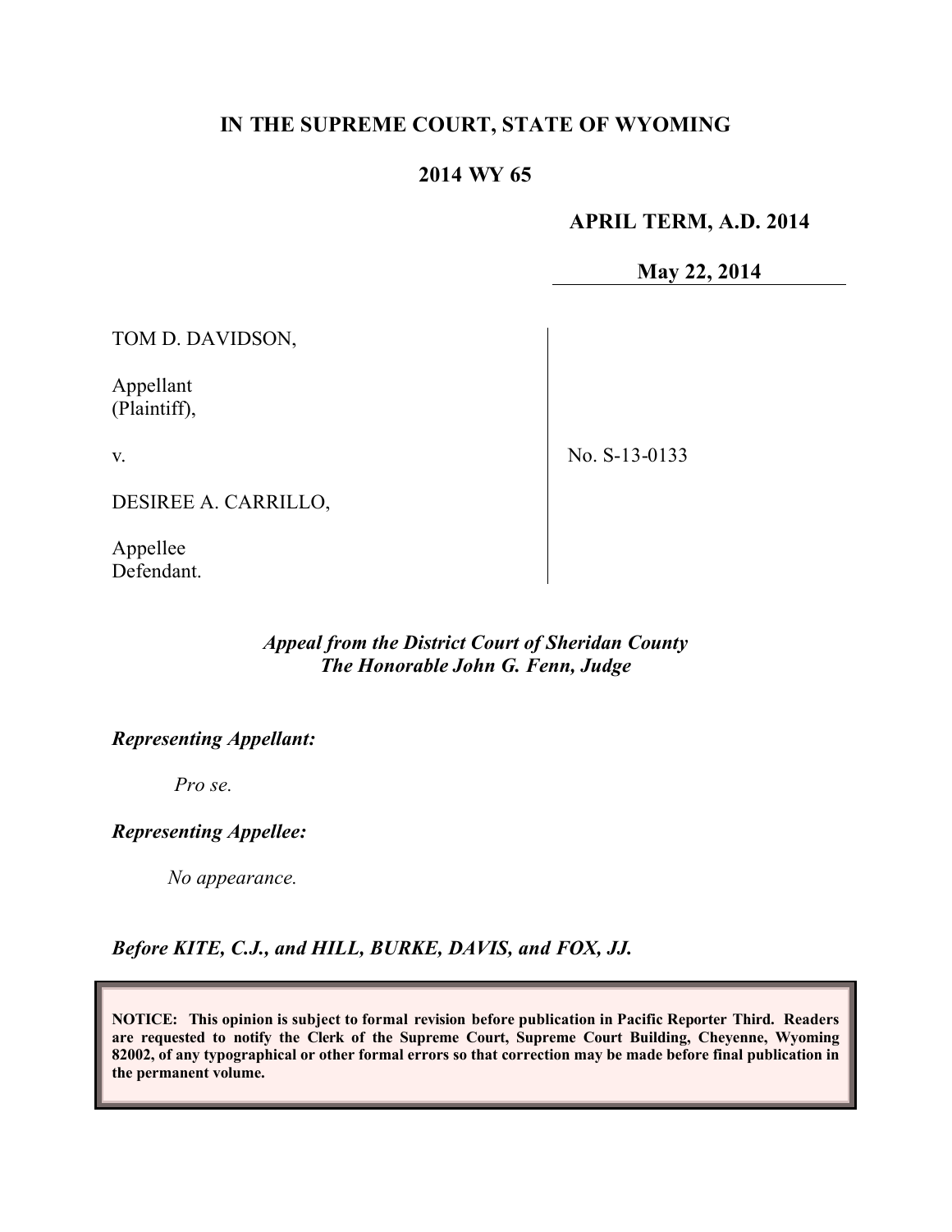**IN THE SUPREME COURT, STATE OF WYOMING**

**2014 WY 65**

**APRIL TERM, A.D. 2014**

**May 22, 2014**

| | |
|---|---|
| TOM D. DAVIDSON,<br><br>Appellant<br>(Plaintiff),<br><br>v.<br><br>DESIREE A. CARRILLO,<br><br>Appellee<br>Defendant. | No. S-13-0133 |

***Appeal from the District Court of Sheridan County***
***The Honorable John G. Fenn, Judge***

***Representing Appellant:***

*Pro se.*

***Representing Appellee:***

*No appearance.*

***Before KITE, C.J., and HILL, BURKE, DAVIS, and FOX, JJ.***

**NOTICE: This opinion is subject to formal revision before publication in Pacific Reporter Third. Readers are requested to notify the Clerk of the Supreme Court, Supreme Court Building, Cheyenne, Wyoming 82002, of any typographical or other formal errors so that correction may be made before final publication in the permanent volume.**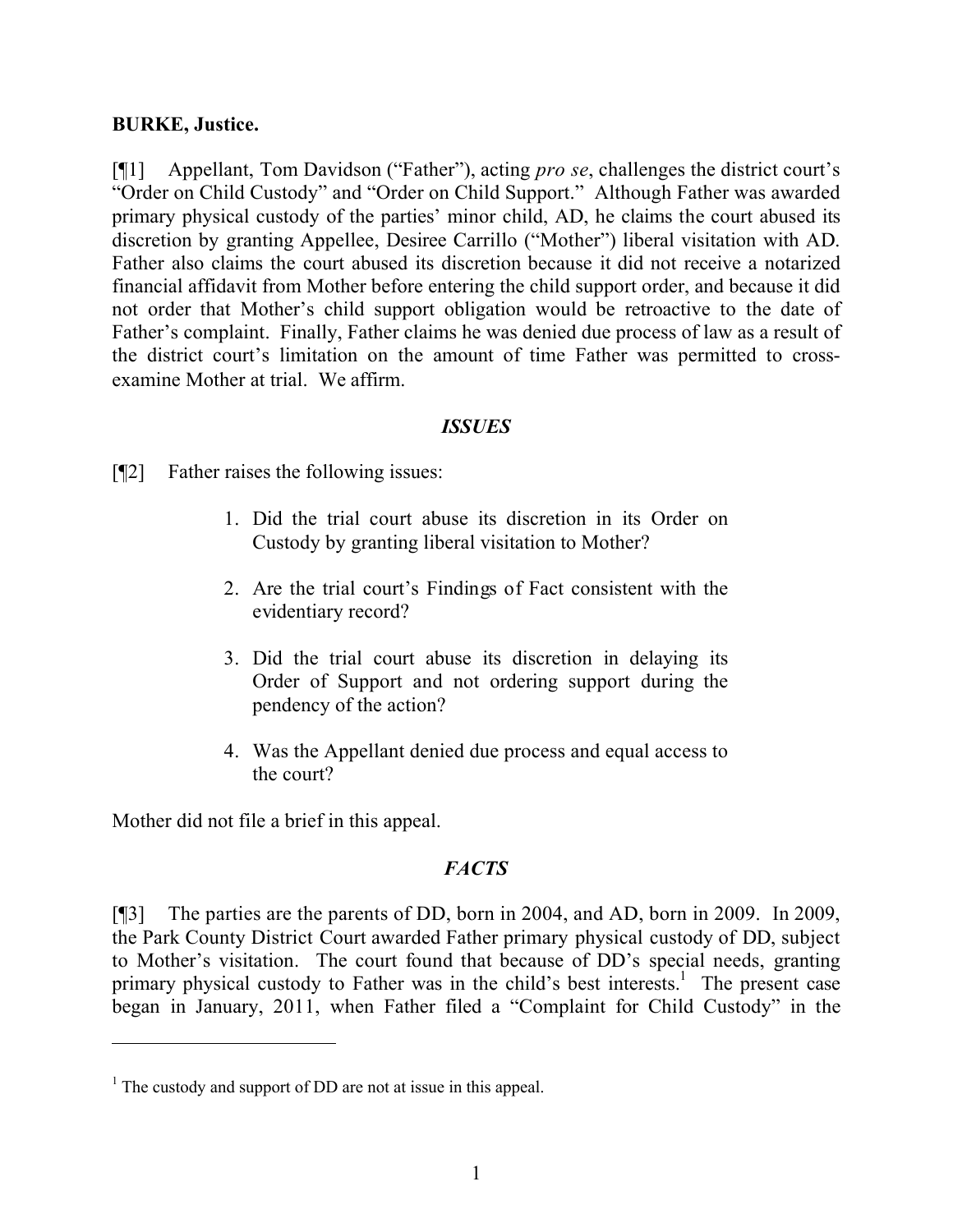**BURKE, Justice.**

[¶1] Appellant, Tom Davidson ("Father"), acting *pro se*, challenges the district court's "Order on Child Custody" and "Order on Child Support." Although Father was awarded primary physical custody of the parties' minor child, AD, he claims the court abused its discretion by granting Appellee, Desiree Carrillo ("Mother") liberal visitation with AD. Father also claims the court abused its discretion because it did not receive a notarized financial affidavit from Mother before entering the child support order, and because it did not order that Mother's child support obligation would be retroactive to the date of Father's complaint. Finally, Father claims he was denied due process of law as a result of the district court's limitation on the amount of time Father was permitted to cross-examine Mother at trial. We affirm.

### *ISSUES*

[¶2] Father raises the following issues:

> 1. Did the trial court abuse its discretion in its Order on Custody by granting liberal visitation to Mother?
>
> 2. Are the trial court's Findings of Fact consistent with the evidentiary record?
>
> 3. Did the trial court abuse its discretion in delaying its Order of Support and not ordering support during the pendency of the action?
>
> 4. Was the Appellant denied due process and equal access to the court?

Mother did not file a brief in this appeal.

### *FACTS*

[¶3] The parties are the parents of DD, born in 2004, and AD, born in 2009. In 2009, the Park County District Court awarded Father primary physical custody of DD, subject to Mother's visitation. The court found that because of DD's special needs, granting primary physical custody to Father was in the child's best interests.[1] The present case began in January, 2011, when Father filed a "Complaint for Child Custody" in the

---

[1] The custody and support of DD are not at issue in this appeal.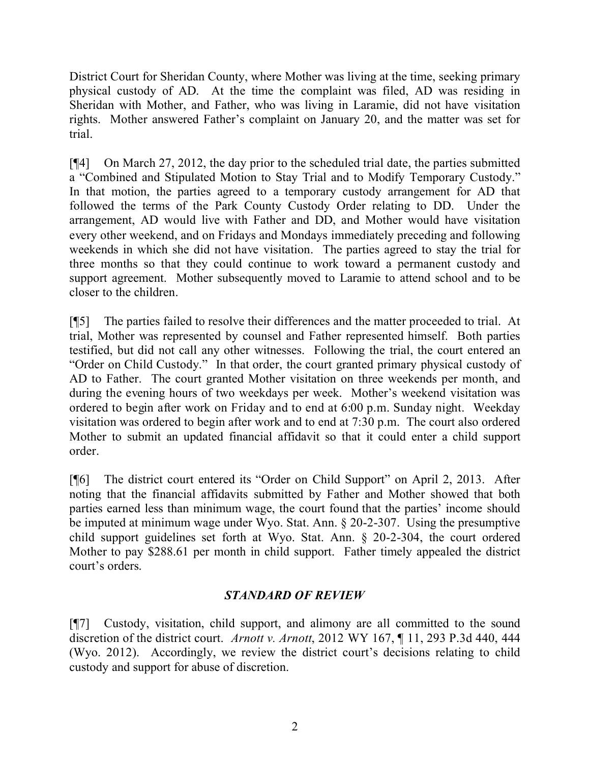District Court for Sheridan County, where Mother was living at the time, seeking primary physical custody of AD. At the time the complaint was filed, AD was residing in Sheridan with Mother, and Father, who was living in Laramie, did not have visitation rights. Mother answered Father's complaint on January 20, and the matter was set for trial.

[¶4] On March 27, 2012, the day prior to the scheduled trial date, the parties submitted a "Combined and Stipulated Motion to Stay Trial and to Modify Temporary Custody." In that motion, the parties agreed to a temporary custody arrangement for AD that followed the terms of the Park County Custody Order relating to DD. Under the arrangement, AD would live with Father and DD, and Mother would have visitation every other weekend, and on Fridays and Mondays immediately preceding and following weekends in which she did not have visitation. The parties agreed to stay the trial for three months so that they could continue to work toward a permanent custody and support agreement. Mother subsequently moved to Laramie to attend school and to be closer to the children.

[¶5] The parties failed to resolve their differences and the matter proceeded to trial. At trial, Mother was represented by counsel and Father represented himself. Both parties testified, but did not call any other witnesses. Following the trial, the court entered an "Order on Child Custody." In that order, the court granted primary physical custody of AD to Father. The court granted Mother visitation on three weekends per month, and during the evening hours of two weekdays per week. Mother's weekend visitation was ordered to begin after work on Friday and to end at 6:00 p.m. Sunday night. Weekday visitation was ordered to begin after work and to end at 7:30 p.m. The court also ordered Mother to submit an updated financial affidavit so that it could enter a child support order.

[¶6] The district court entered its "Order on Child Support" on April 2, 2013. After noting that the financial affidavits submitted by Father and Mother showed that both parties earned less than minimum wage, the court found that the parties' income should be imputed at minimum wage under Wyo. Stat. Ann. § 20-2-307. Using the presumptive child support guidelines set forth at Wyo. Stat. Ann. § 20-2-304, the court ordered Mother to pay $288.61 per month in child support. Father timely appealed the district court's orders.

## *STANDARD OF REVIEW*

[¶7] Custody, visitation, child support, and alimony are all committed to the sound discretion of the district court. *Arnott v. Arnott*, 2012 WY 167, ¶ 11, 293 P.3d 440, 444 (Wyo. 2012). Accordingly, we review the district court's decisions relating to child custody and support for abuse of discretion.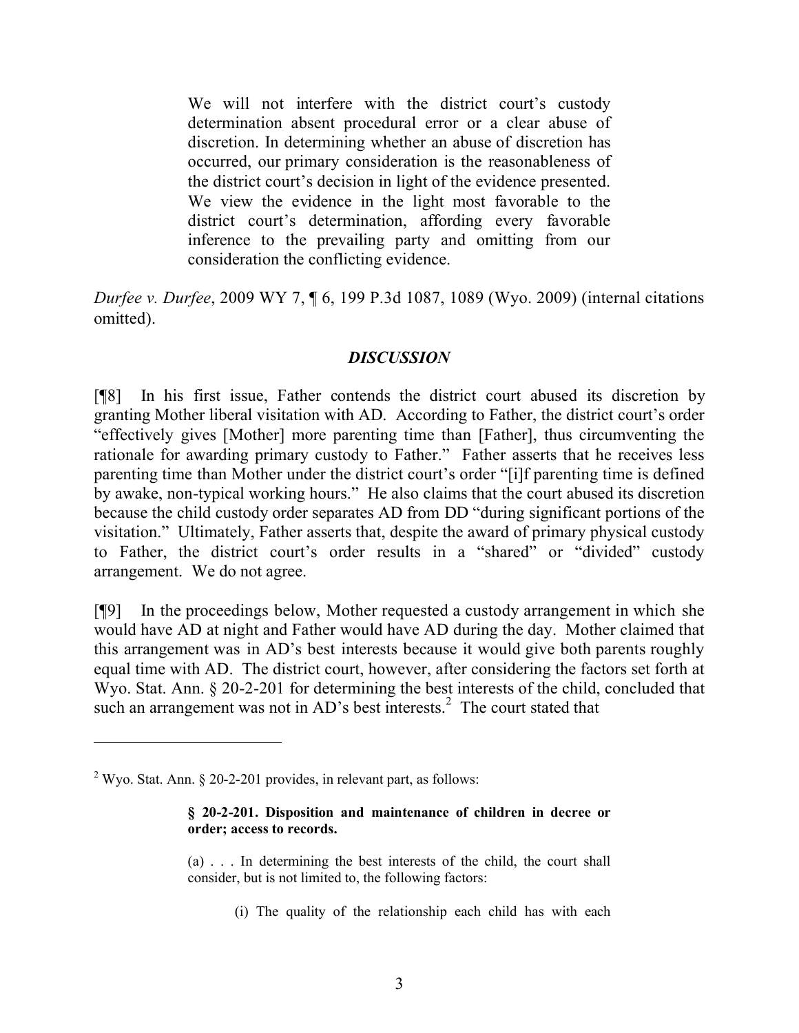> We will not interfere with the district court's custody determination absent procedural error or a clear abuse of discretion. In determining whether an abuse of discretion has occurred, our primary consideration is the reasonableness of the district court's decision in light of the evidence presented. We view the evidence in the light most favorable to the district court's determination, affording every favorable inference to the prevailing party and omitting from our consideration the conflicting evidence.

*Durfee v. Durfee*, 2009 WY 7, ¶ 6, 199 P.3d 1087, 1089 (Wyo. 2009) (internal citations omitted).

## *DISCUSSION*

[¶8] In his first issue, Father contends the district court abused its discretion by granting Mother liberal visitation with AD. According to Father, the district court's order "effectively gives [Mother] more parenting time than [Father], thus circumventing the rationale for awarding primary custody to Father." Father asserts that he receives less parenting time than Mother under the district court's order "[i]f parenting time is defined by awake, non-typical working hours." He also claims that the court abused its discretion because the child custody order separates AD from DD "during significant portions of the visitation." Ultimately, Father asserts that, despite the award of primary physical custody to Father, the district court's order results in a "shared" or "divided" custody arrangement. We do not agree.

[¶9] In the proceedings below, Mother requested a custody arrangement in which she would have AD at night and Father would have AD during the day. Mother claimed that this arrangement was in AD's best interests because it would give both parents roughly equal time with AD. The district court, however, after considering the factors set forth at Wyo. Stat. Ann. § 20-2-201 for determining the best interests of the child, concluded that such an arrangement was not in AD's best interests.[2] The court stated that

---

[2] Wyo. Stat. Ann. § 20-2-201 provides, in relevant part, as follows:

> **§ 20-2-201. Disposition and maintenance of children in decree or order; access to records.**
>
> (a) . . . In determining the best interests of the child, the court shall consider, but is not limited to, the following factors:
>
> (i) The quality of the relationship each child has with each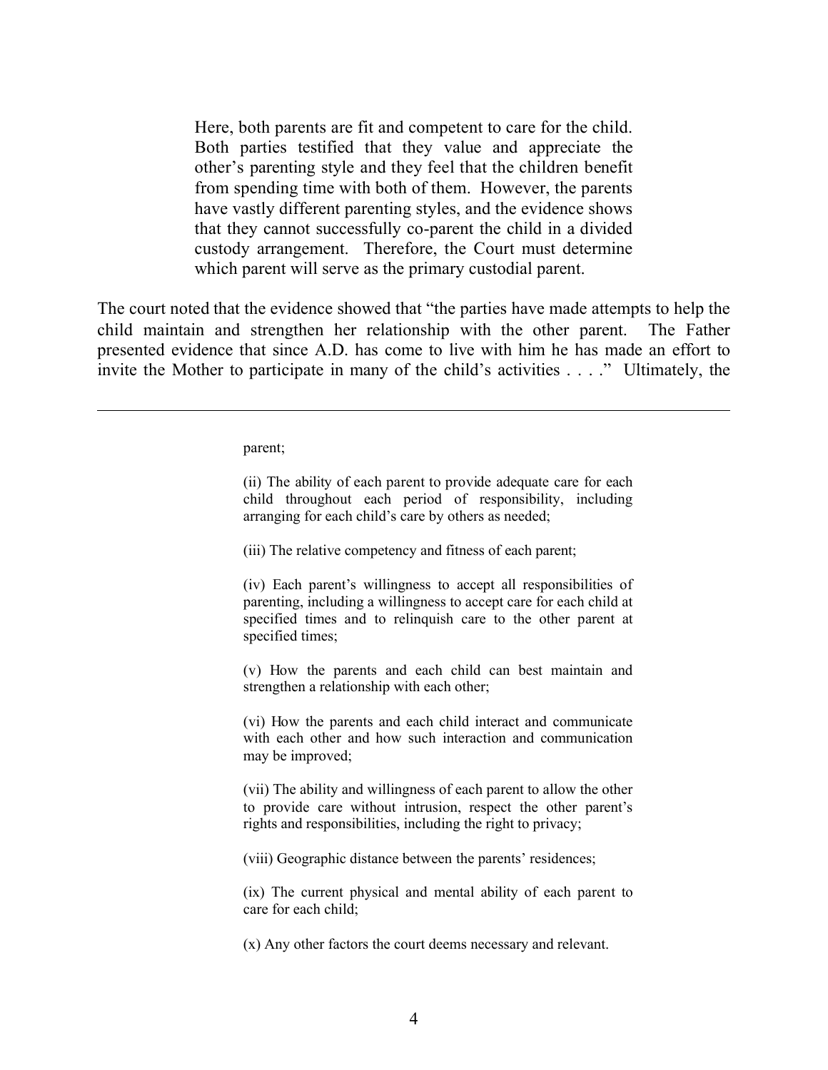> Here, both parents are fit and competent to care for the child. Both parties testified that they value and appreciate the other's parenting style and they feel that the children benefit from spending time with both of them. However, the parents have vastly different parenting styles, and the evidence shows that they cannot successfully co-parent the child in a divided custody arrangement. Therefore, the Court must determine which parent will serve as the primary custodial parent.

The court noted that the evidence showed that "the parties have made attempts to help the child maintain and strengthen her relationship with the other parent. The Father presented evidence that since A.D. has come to live with him he has made an effort to invite the Mother to participate in many of the child's activities . . . ." Ultimately, the

---

> parent;
>
> (ii) The ability of each parent to provide adequate care for each child throughout each period of responsibility, including arranging for each child's care by others as needed;
>
> (iii) The relative competency and fitness of each parent;
>
> (iv) Each parent's willingness to accept all responsibilities of parenting, including a willingness to accept care for each child at specified times and to relinquish care to the other parent at specified times;
>
> (v) How the parents and each child can best maintain and strengthen a relationship with each other;
>
> (vi) How the parents and each child interact and communicate with each other and how such interaction and communication may be improved;
>
> (vii) The ability and willingness of each parent to allow the other to provide care without intrusion, respect the other parent's rights and responsibilities, including the right to privacy;
>
> (viii) Geographic distance between the parents' residences;
>
> (ix) The current physical and mental ability of each parent to care for each child;
>
> (x) Any other factors the court deems necessary and relevant.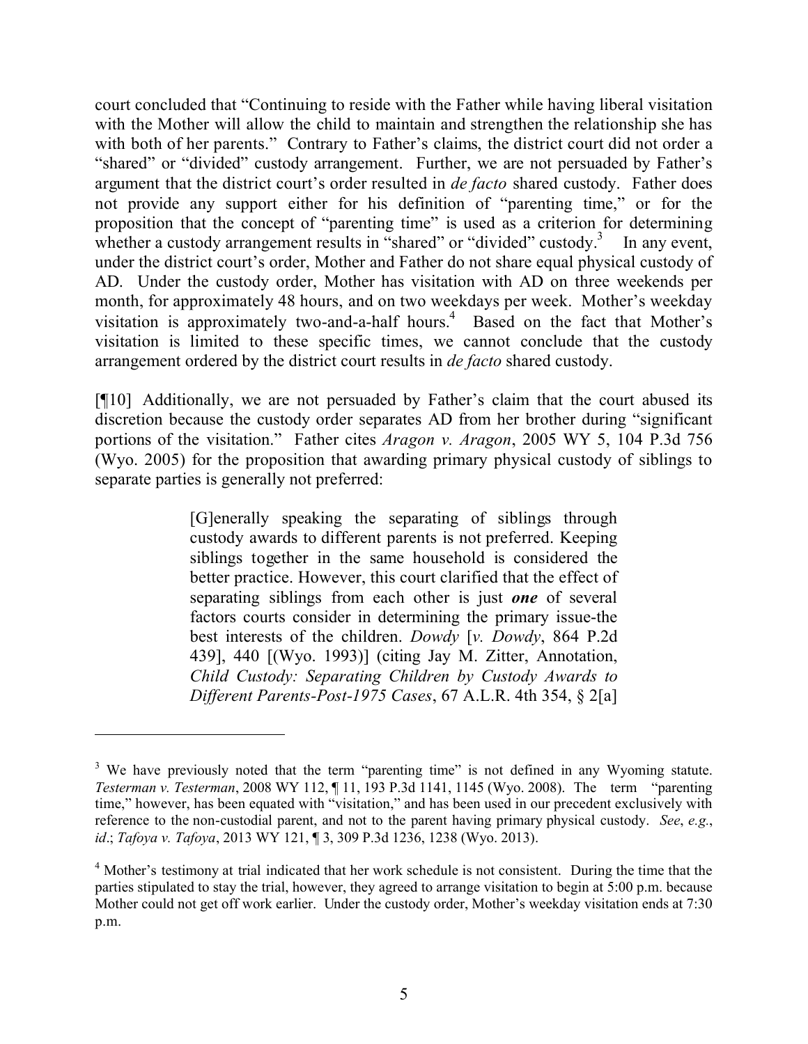court concluded that "Continuing to reside with the Father while having liberal visitation with the Mother will allow the child to maintain and strengthen the relationship she has with both of her parents." Contrary to Father's claims, the district court did not order a "shared" or "divided" custody arrangement. Further, we are not persuaded by Father's argument that the district court's order resulted in *de facto* shared custody. Father does not provide any support either for his definition of "parenting time," or for the proposition that the concept of "parenting time" is used as a criterion for determining whether a custody arrangement results in "shared" or "divided" custody.[3] In any event, under the district court's order, Mother and Father do not share equal physical custody of AD. Under the custody order, Mother has visitation with AD on three weekends per month, for approximately 48 hours, and on two weekdays per week. Mother's weekday visitation is approximately two-and-a-half hours.[4] Based on the fact that Mother's visitation is limited to these specific times, we cannot conclude that the custody arrangement ordered by the district court results in *de facto* shared custody.

[¶10] Additionally, we are not persuaded by Father's claim that the court abused its discretion because the custody order separates AD from her brother during "significant portions of the visitation." Father cites *Aragon v. Aragon*, 2005 WY 5, 104 P.3d 756 (Wyo. 2005) for the proposition that awarding primary physical custody of siblings to separate parties is generally not preferred:

> [G]enerally speaking the separating of siblings through custody awards to different parents is not preferred. Keeping siblings together in the same household is considered the better practice. However, this court clarified that the effect of separating siblings from each other is just ***one*** of several factors courts consider in determining the primary issue-the best interests of the children. *Dowdy* [*v. Dowdy*, 864 P.2d 439], 440 [(Wyo. 1993)] (citing Jay M. Zitter, Annotation, *Child Custody: Separating Children by Custody Awards to Different Parents-Post-1975 Cases*, 67 A.L.R. 4th 354, § 2[a]

---

[3] We have previously noted that the term "parenting time" is not defined in any Wyoming statute. *Testerman v. Testerman*, 2008 WY 112, ¶ 11, 193 P.3d 1141, 1145 (Wyo. 2008). The term "parenting time," however, has been equated with "visitation," and has been used in our precedent exclusively with reference to the non-custodial parent, and not to the parent having primary physical custody. *See*, *e.g.*, *id*.; *Tafoya v. Tafoya*, 2013 WY 121, ¶ 3, 309 P.3d 1236, 1238 (Wyo. 2013).

[4] Mother's testimony at trial indicated that her work schedule is not consistent. During the time that the parties stipulated to stay the trial, however, they agreed to arrange visitation to begin at 5:00 p.m. because Mother could not get off work earlier. Under the custody order, Mother's weekday visitation ends at 7:30 p.m.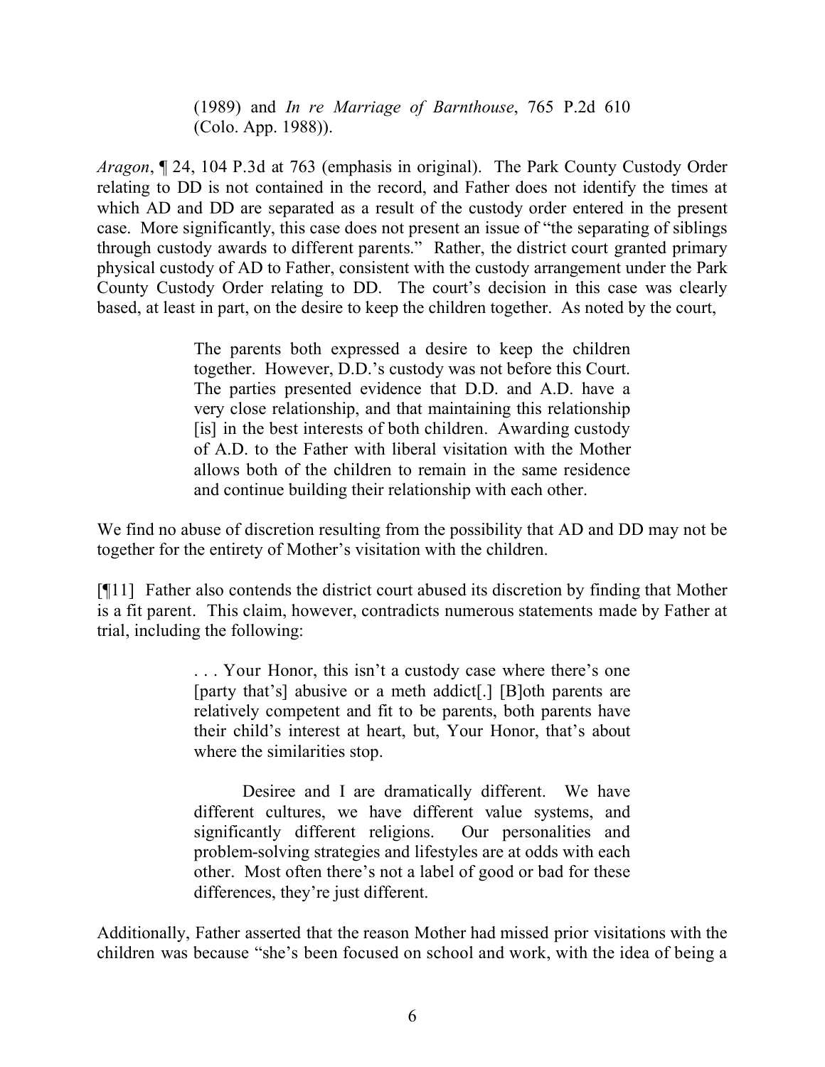> (1989) and *In re Marriage of Barnthouse*, 765 P.2d 610 (Colo. App. 1988)).

*Aragon*, ¶ 24, 104 P.3d at 763 (emphasis in original). The Park County Custody Order relating to DD is not contained in the record, and Father does not identify the times at which AD and DD are separated as a result of the custody order entered in the present case. More significantly, this case does not present an issue of "the separating of siblings through custody awards to different parents." Rather, the district court granted primary physical custody of AD to Father, consistent with the custody arrangement under the Park County Custody Order relating to DD. The court's decision in this case was clearly based, at least in part, on the desire to keep the children together. As noted by the court,

> The parents both expressed a desire to keep the children together. However, D.D.'s custody was not before this Court. The parties presented evidence that D.D. and A.D. have a very close relationship, and that maintaining this relationship [is] in the best interests of both children. Awarding custody of A.D. to the Father with liberal visitation with the Mother allows both of the children to remain in the same residence and continue building their relationship with each other.

We find no abuse of discretion resulting from the possibility that AD and DD may not be together for the entirety of Mother's visitation with the children.

[¶11] Father also contends the district court abused its discretion by finding that Mother is a fit parent. This claim, however, contradicts numerous statements made by Father at trial, including the following:

> . . . Your Honor, this isn't a custody case where there's one [party that's] abusive or a meth addict[.] [B]oth parents are relatively competent and fit to be parents, both parents have their child's interest at heart, but, Your Honor, that's about where the similarities stop.
>
> Desiree and I are dramatically different. We have different cultures, we have different value systems, and significantly different religions. Our personalities and problem-solving strategies and lifestyles are at odds with each other. Most often there's not a label of good or bad for these differences, they're just different.

Additionally, Father asserted that the reason Mother had missed prior visitations with the children was because "she's been focused on school and work, with the idea of being a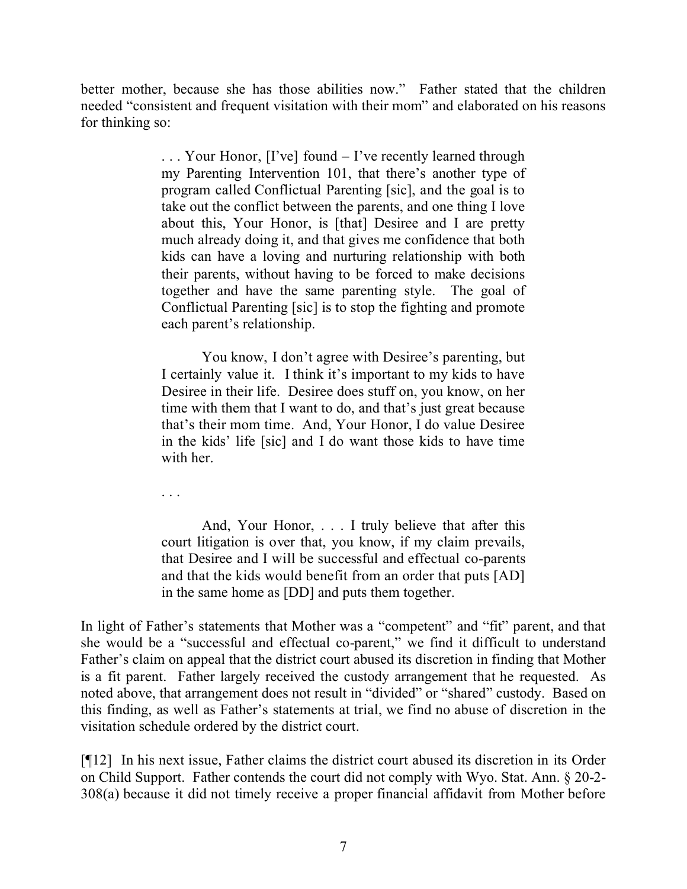better mother, because she has those abilities now." Father stated that the children needed "consistent and frequent visitation with their mom" and elaborated on his reasons for thinking so:

> . . . Your Honor, [I've] found – I've recently learned through my Parenting Intervention 101, that there's another type of program called Conflictual Parenting [sic], and the goal is to take out the conflict between the parents, and one thing I love about this, Your Honor, is [that] Desiree and I are pretty much already doing it, and that gives me confidence that both kids can have a loving and nurturing relationship with both their parents, without having to be forced to make decisions together and have the same parenting style. The goal of Conflictual Parenting [sic] is to stop the fighting and promote each parent's relationship.
>
> You know, I don't agree with Desiree's parenting, but I certainly value it. I think it's important to my kids to have Desiree in their life. Desiree does stuff on, you know, on her time with them that I want to do, and that's just great because that's their mom time. And, Your Honor, I do value Desiree in the kids' life [sic] and I do want those kids to have time with her.
>
> . . .
>
> And, Your Honor, . . . I truly believe that after this court litigation is over that, you know, if my claim prevails, that Desiree and I will be successful and effectual co-parents and that the kids would benefit from an order that puts [AD] in the same home as [DD] and puts them together.

In light of Father's statements that Mother was a "competent" and "fit" parent, and that she would be a "successful and effectual co-parent," we find it difficult to understand Father's claim on appeal that the district court abused its discretion in finding that Mother is a fit parent. Father largely received the custody arrangement that he requested. As noted above, that arrangement does not result in "divided" or "shared" custody. Based on this finding, as well as Father's statements at trial, we find no abuse of discretion in the visitation schedule ordered by the district court.

[¶12] In his next issue, Father claims the district court abused its discretion in its Order on Child Support. Father contends the court did not comply with Wyo. Stat. Ann. § 20-2-308(a) because it did not timely receive a proper financial affidavit from Mother before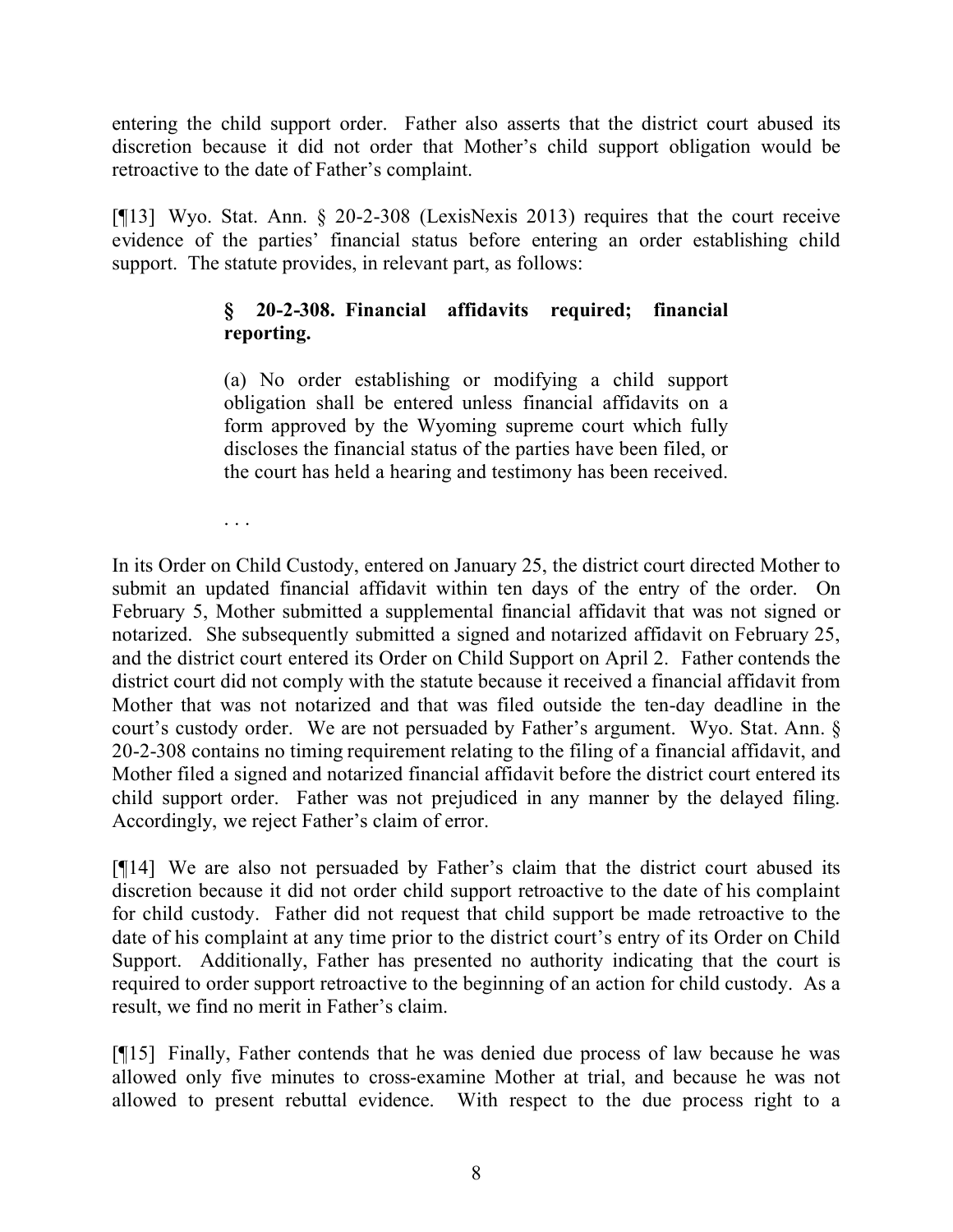entering the child support order. Father also asserts that the district court abused its discretion because it did not order that Mother's child support obligation would be retroactive to the date of Father's complaint.

[¶13] Wyo. Stat. Ann. § 20-2-308 (LexisNexis 2013) requires that the court receive evidence of the parties' financial status before entering an order establishing child support. The statute provides, in relevant part, as follows:

> **§ 20-2-308. Financial affidavits required; financial reporting.**
>
> (a) No order establishing or modifying a child support obligation shall be entered unless financial affidavits on a form approved by the Wyoming supreme court which fully discloses the financial status of the parties have been filed, or the court has held a hearing and testimony has been received.
>
> . . .

In its Order on Child Custody, entered on January 25, the district court directed Mother to submit an updated financial affidavit within ten days of the entry of the order. On February 5, Mother submitted a supplemental financial affidavit that was not signed or notarized. She subsequently submitted a signed and notarized affidavit on February 25, and the district court entered its Order on Child Support on April 2. Father contends the district court did not comply with the statute because it received a financial affidavit from Mother that was not notarized and that was filed outside the ten-day deadline in the court's custody order. We are not persuaded by Father's argument. Wyo. Stat. Ann. § 20-2-308 contains no timing requirement relating to the filing of a financial affidavit, and Mother filed a signed and notarized financial affidavit before the district court entered its child support order. Father was not prejudiced in any manner by the delayed filing. Accordingly, we reject Father's claim of error.

[¶14] We are also not persuaded by Father's claim that the district court abused its discretion because it did not order child support retroactive to the date of his complaint for child custody. Father did not request that child support be made retroactive to the date of his complaint at any time prior to the district court's entry of its Order on Child Support. Additionally, Father has presented no authority indicating that the court is required to order support retroactive to the beginning of an action for child custody. As a result, we find no merit in Father's claim.

[¶15] Finally, Father contends that he was denied due process of law because he was allowed only five minutes to cross-examine Mother at trial, and because he was not allowed to present rebuttal evidence. With respect to the due process right to a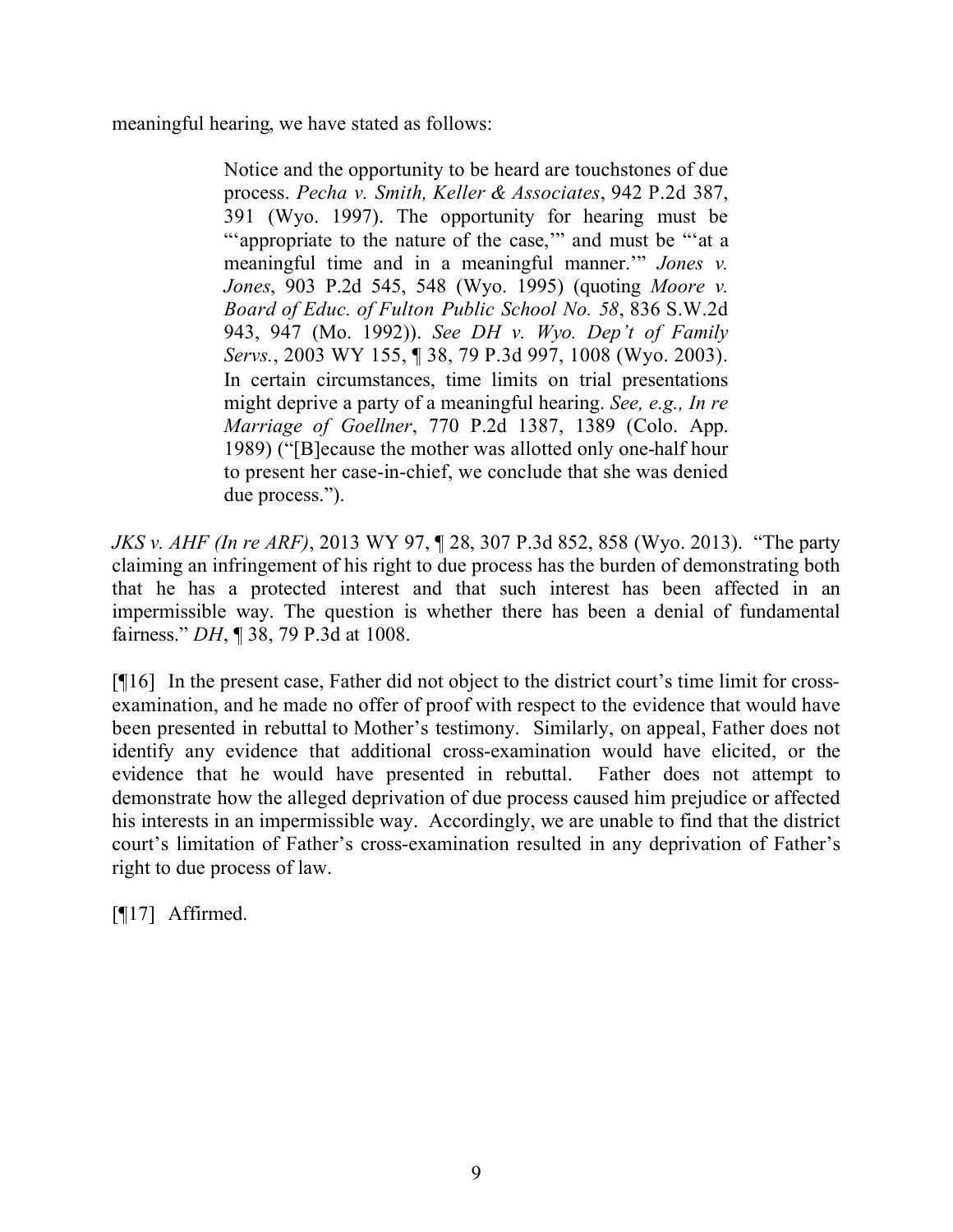meaningful hearing, we have stated as follows:

> Notice and the opportunity to be heard are touchstones of due process. *Pecha v. Smith, Keller & Associates*, 942 P.2d 387, 391 (Wyo. 1997). The opportunity for hearing must be "'appropriate to the nature of the case,'" and must be "'at a meaningful time and in a meaningful manner.'" *Jones v. Jones*, 903 P.2d 545, 548 (Wyo. 1995) (quoting *Moore v. Board of Educ. of Fulton Public School No. 58*, 836 S.W.2d 943, 947 (Mo. 1992)). *See DH v. Wyo. Dep't of Family Servs.*, 2003 WY 155, ¶ 38, 79 P.3d 997, 1008 (Wyo. 2003). In certain circumstances, time limits on trial presentations might deprive a party of a meaningful hearing. *See, e.g., In re Marriage of Goellner*, 770 P.2d 1387, 1389 (Colo. App. 1989) ("[B]ecause the mother was allotted only one-half hour to present her case-in-chief, we conclude that she was denied due process.").

*JKS v. AHF (In re ARF)*, 2013 WY 97, ¶ 28, 307 P.3d 852, 858 (Wyo. 2013). "The party claiming an infringement of his right to due process has the burden of demonstrating both that he has a protected interest and that such interest has been affected in an impermissible way. The question is whether there has been a denial of fundamental fairness." *DH*, ¶ 38, 79 P.3d at 1008.

[¶16] In the present case, Father did not object to the district court's time limit for cross-examination, and he made no offer of proof with respect to the evidence that would have been presented in rebuttal to Mother's testimony. Similarly, on appeal, Father does not identify any evidence that additional cross-examination would have elicited, or the evidence that he would have presented in rebuttal. Father does not attempt to demonstrate how the alleged deprivation of due process caused him prejudice or affected his interests in an impermissible way. Accordingly, we are unable to find that the district court's limitation of Father's cross-examination resulted in any deprivation of Father's right to due process of law.

[¶17] Affirmed.